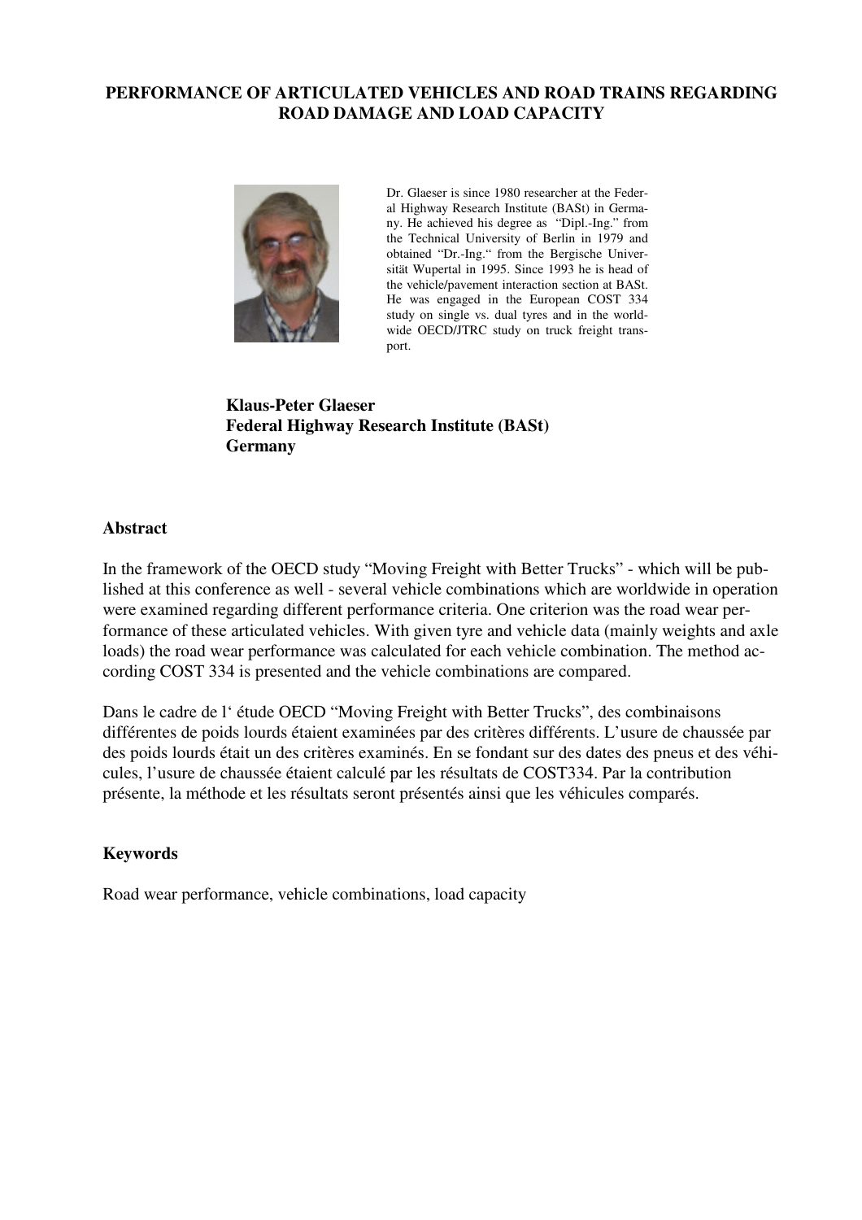# PERFORMANCE OF ARTICULATED VEHICLES AND ROAD TRAINS REGARDING ROAD DAMAGE AND LOAD CAPACITY

Dr. Glaeser is since 1980 researcher at the Federal Highway Research Institute (BASt) in Germany. He achieved his degree as "Dipl.-Ing." from the Technical University of Berlin in 1979 and obtained "Dr.-Ing." from the Bergische Universität Wupertal in 1995. Since 1993 he is head of the vehicle/pavement interaction section at BASt. He was engaged in the European COST 334 study on single vs. dual tyres and in the worldwide OECD/JTRC study on truck freight transport.

**Klaus-Peter Glaeser**
**Federal Highway Research Institute (BASt)**
**Germany**

## Abstract

In the framework of the OECD study "Moving Freight with Better Trucks" - which will be published at this conference as well - several vehicle combinations which are worldwide in operation were examined regarding different performance criteria. One criterion was the road wear performance of these articulated vehicles. With given tyre and vehicle data (mainly weights and axle loads) the road wear performance was calculated for each vehicle combination. The method according COST 334 is presented and the vehicle combinations are compared.

Dans le cadre de l' étude OECD "Moving Freight with Better Trucks", des combinaisons différentes de poids lourds étaient examinées par des critères différents. L'usure de chaussée par des poids lourds était un des critères examinés. En se fondant sur des dates des pneus et des véhicules, l'usure de chaussée étaient calculé par les résultats de COST334. Par la contribution présente, la méthode et les résultats seront présentés ainsi que les véhicules comparés.

## Keywords

Road wear performance, vehicle combinations, load capacity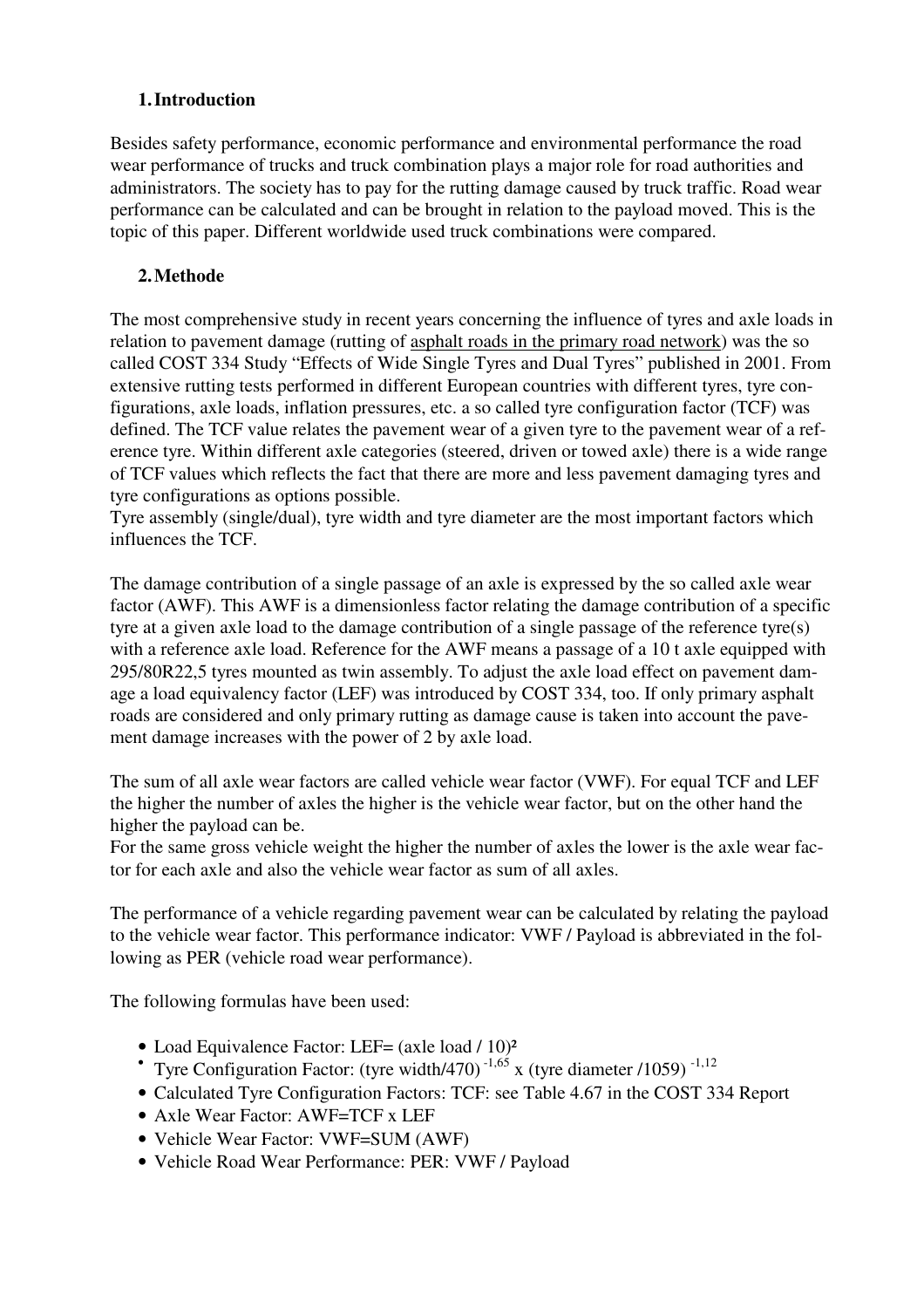## 1. Introduction

Besides safety performance, economic performance and environmental performance the road wear performance of trucks and truck combination plays a major role for road authorities and administrators. The society has to pay for the rutting damage caused by truck traffic. Road wear performance can be calculated and can be brought in relation to the payload moved. This is the topic of this paper. Different worldwide used truck combinations were compared.

## 2. Methode

The most comprehensive study in recent years concerning the influence of tyres and axle loads in relation to pavement damage (rutting of asphalt roads in the primary road network) was the so called COST 334 Study "Effects of Wide Single Tyres and Dual Tyres" published in 2001. From extensive rutting tests performed in different European countries with different tyres, tyre configurations, axle loads, inflation pressures, etc. a so called tyre configuration factor (TCF) was defined. The TCF value relates the pavement wear of a given tyre to the pavement wear of a reference tyre. Within different axle categories (steered, driven or towed axle) there is a wide range of TCF values which reflects the fact that there are more and less pavement damaging tyres and tyre configurations as options possible.
Tyre assembly (single/dual), tyre width and tyre diameter are the most important factors which influences the TCF.

The damage contribution of a single passage of an axle is expressed by the so called axle wear factor (AWF). This AWF is a dimensionless factor relating the damage contribution of a specific tyre at a given axle load to the damage contribution of a single passage of the reference tyre(s) with a reference axle load. Reference for the AWF means a passage of a 10 t axle equipped with 295/80R22,5 tyres mounted as twin assembly. To adjust the axle load effect on pavement damage a load equivalency factor (LEF) was introduced by COST 334, too. If only primary asphalt roads are considered and only primary rutting as damage cause is taken into account the pavement damage increases with the power of 2 by axle load.

The sum of all axle wear factors are called vehicle wear factor (VWF). For equal TCF and LEF the higher the number of axles the higher is the vehicle wear factor, but on the other hand the higher the payload can be.
For the same gross vehicle weight the higher the number of axles the lower is the axle wear factor for each axle and also the vehicle wear factor as sum of all axles.

The performance of a vehicle regarding pavement wear can be calculated by relating the payload to the vehicle wear factor. This performance indicator: VWF / Payload is abbreviated in the following as PER (vehicle road wear performance).

The following formulas have been used:

- Load Equivalence Factor: LEF= $(\text{axle load} / 10)^2$
- Tyre Configuration Factor: $(\text{tyre width}/470)^{-1{,}65} \times (\text{tyre diameter}/1059)^{-1{,}12}$
- Calculated Tyre Configuration Factors: TCF: see Table 4.67 in the COST 334 Report
- Axle Wear Factor: AWF=TCF x LEF
- Vehicle Wear Factor: VWF=SUM (AWF)
- Vehicle Road Wear Performance: PER: VWF / Payload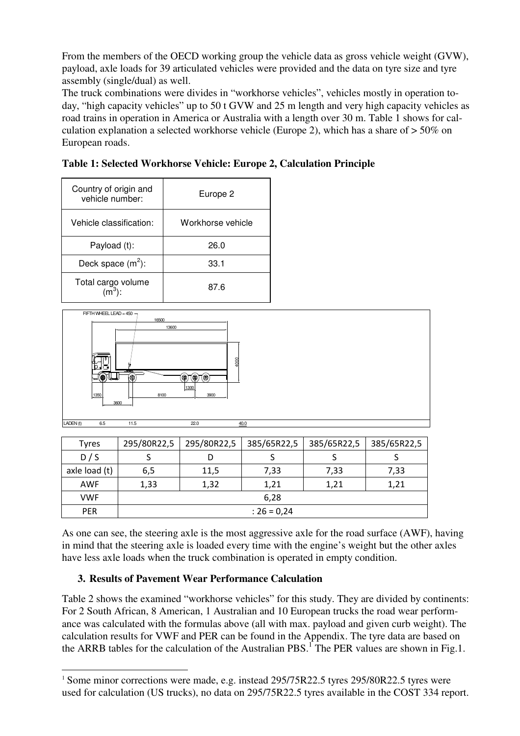From the members of the OECD working group the vehicle data as gross vehicle weight (GVW), payload, axle loads for 39 articulated vehicles were provided and the data on tyre size and tyre assembly (single/dual) as well.

The truck combinations were divides in “workhorse vehicles”, vehicles mostly in operation to-day, “high capacity vehicles” up to 50 t GVW and 25 m length and very high capacity vehicles as road trains in operation in America or Australia with a length over 30 m. Table 1 shows for cal-culation explanation a selected workhorse vehicle (Europe 2), which has a share of > 50% on European roads.

**Table 1: Selected Workhorse Vehicle: Europe 2, Calculation Principle**

| Country of origin and vehicle number: | Europe 2 |
|---|---|
| Vehicle classification: | Workhorse vehicle |
| Payload (t): | 26.0 |
| Deck space ($m^2$): | 33.1 |
| Total cargo volume ($m^3$): | 87.6 |

FIFTH WHEEL LEAD = 450; 16500; 13600; 4000; 1300; 1350; 8100; 3900; 3600

LADEN (t) 6.5 11.5 22.0 40.0

| Tyres | 295/80R22,5 | 295/80R22,5 | 385/65R22,5 | 385/65R22,5 | 385/65R22,5 |
|---|---|---|---|---|---|
| D / S | S | D | S | S | S |
| axle load (t) | 6,5 | 11,5 | 7,33 | 7,33 | 7,33 |
| AWF | 1,33 | 1,32 | 1,21 | 1,21 | 1,21 |
| VWF | 6,28 | | | | |
| PER | : 26 = 0,24 | | | | |

As one can see, the steering axle is the most aggressive axle for the road surface (AWF), having in mind that the steering axle is loaded every time with the engine’s weight but the other axles have less axle loads when the truck combination is operated in empty condition.

## 3. Results of Pavement Wear Performance Calculation

Table 2 shows the examined “workhorse vehicles” for this study. They are divided by continents: For 2 South African, 8 American, 1 Australian and 10 European trucks the road wear perform-ance was calculated with the formulas above (all with max. payload and given curb weight). The calculation results for VWF and PER can be found in the Appendix. The tyre data are based on the ARRB tables for the calculation of the Australian PBS.[1] The PER values are shown in Fig.1.

[1] Some minor corrections were made, e.g. instead 295/75R22.5 tyres 295/80R22.5 tyres were used for calculation (US trucks), no data on 295/75R22.5 tyres available in the COST 334 report.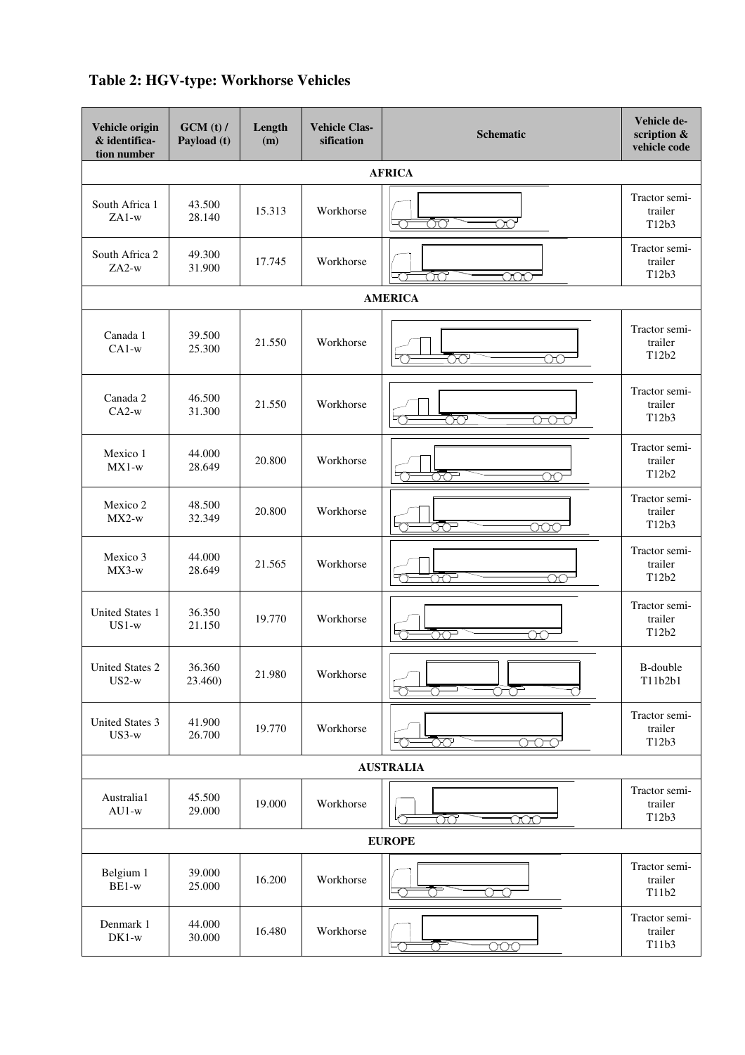## Table 2: HGV-type: Workhorse Vehicles

| Vehicle origin & identification number | GCM (t) / Payload (t) | Length (m) | Vehicle Classification | Schematic | Vehicle description & vehicle code |
|---|---|---|---|---|---|
| **AFRICA** | | | | | |
| South Africa 1 ZA1-w | 43.500 28.140 | 15.313 | Workhorse | | Tractor semi-trailer T12b3 |
| South Africa 2 ZA2-w | 49.300 31.900 | 17.745 | Workhorse | | Tractor semi-trailer T12b3 |
| **AMERICA** | | | | | |
| Canada 1 CA1-w | 39.500 25.300 | 21.550 | Workhorse | | Tractor semi-trailer T12b2 |
| Canada 2 CA2-w | 46.500 31.300 | 21.550 | Workhorse | | Tractor semi-trailer T12b3 |
| Mexico 1 MX1-w | 44.000 28.649 | 20.800 | Workhorse | | Tractor semi-trailer T12b2 |
| Mexico 2 MX2-w | 48.500 32.349 | 20.800 | Workhorse | | Tractor semi-trailer T12b3 |
| Mexico 3 MX3-w | 44.000 28.649 | 21.565 | Workhorse | | Tractor semi-trailer T12b2 |
| United States 1 US1-w | 36.350 21.150 | 19.770 | Workhorse | | Tractor semi-trailer T12b2 |
| United States 2 US2-w | 36.360 23.460) | 21.980 | Workhorse | | B-double T11b2b1 |
| United States 3 US3-w | 41.900 26.700 | 19.770 | Workhorse | | Tractor semi-trailer T12b3 |
| **AUSTRALIA** | | | | | |
| Australia1 AU1-w | 45.500 29.000 | 19.000 | Workhorse | | Tractor semi-trailer T12b3 |
| **EUROPE** | | | | | |
| Belgium 1 BE1-w | 39.000 25.000 | 16.200 | Workhorse | | Tractor semi-trailer T11b2 |
| Denmark 1 DK1-w | 44.000 30.000 | 16.480 | Workhorse | | Tractor semi-trailer T11b3 |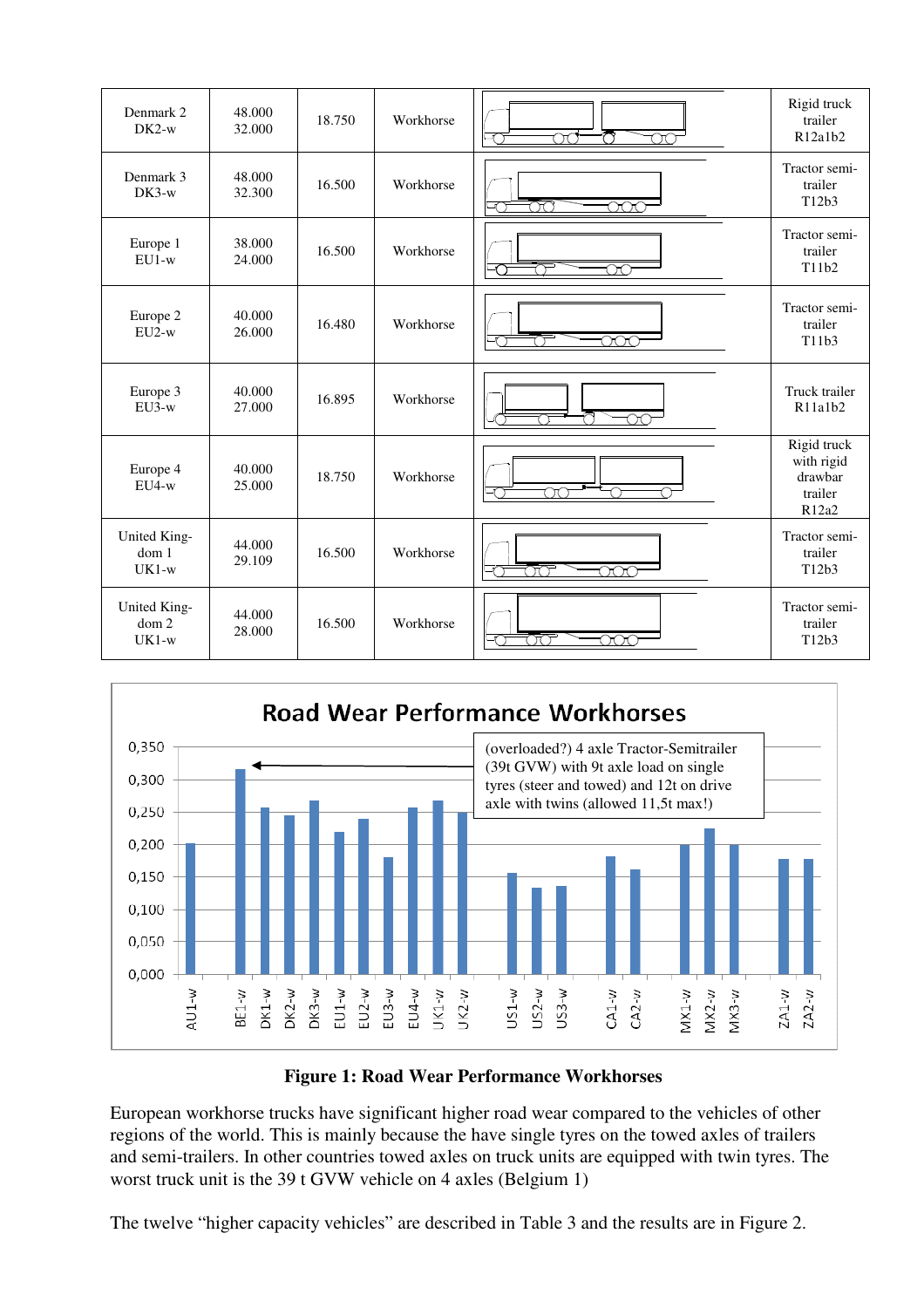| Denmark 2 DK2-w | 48.000 32.000 | 18.750 | Workhorse | | Rigid truck trailer R12a1b2 |
|---|---|---|---|---|---|
| Denmark 3 DK3-w | 48.000 32.300 | 16.500 | Workhorse | | Tractor semi-trailer T12b3 |
| Europe 1 EU1-w | 38.000 24.000 | 16.500 | Workhorse | | Tractor semi-trailer T11b2 |
| Europe 2 EU2-w | 40.000 26.000 | 16.480 | Workhorse | | Tractor semi-trailer T11b3 |
| Europe 3 EU3-w | 40.000 27.000 | 16.895 | Workhorse | | Truck trailer R11a1b2 |
| Europe 4 EU4-w | 40.000 25.000 | 18.750 | Workhorse | | Rigid truck with rigid drawbar trailer R12a2 |
| United Kingdom 1 UK1-w | 44.000 29.109 | 16.500 | Workhorse | | Tractor semi-trailer T12b3 |
| United Kingdom 2 UK1-w | 44.000 28.000 | 16.500 | Workhorse | | Tractor semi-trailer T12b3 |

Road Wear Performance Workhorses

(overloaded?) 4 axle Tractor-Semitrailer (39t GVW) with 9t axle load on single tyres (steer and towed) and 12t on drive axle with twins (allowed 11,5t max!)

**Figure 1: Road Wear Performance Workhorses**

European workhorse trucks have significant higher road wear compared to the vehicles of other regions of the world. This is mainly because the have single tyres on the towed axles of trailers and semi-trailers. In other countries towed axles on truck units are equipped with twin tyres. The worst truck unit is the 39 t GVW vehicle on 4 axles (Belgium 1)

The twelve “higher capacity vehicles” are described in Table 3 and the results are in Figure 2.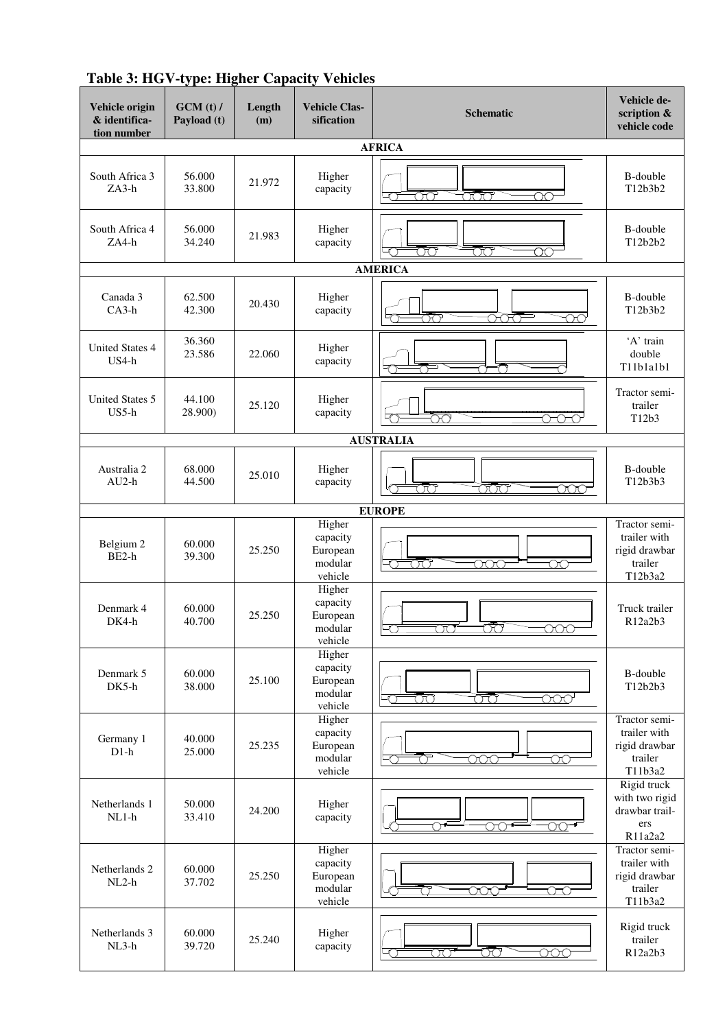## Table 3: HGV-type: Higher Capacity Vehicles

| Vehicle origin & identification number | GCM (t) / Payload (t) | Length (m) | Vehicle Classification | Schematic | Vehicle description & vehicle code |
|---|---|---|---|---|---|
| **AFRICA** | | | | | |
| South Africa 3 ZA3-h | 56.000 33.800 | 21.972 | Higher capacity | | B-double T12b3b2 |
| South Africa 4 ZA4-h | 56.000 34.240 | 21.983 | Higher capacity | | B-double T12b2b2 |
| **AMERICA** | | | | | |
| Canada 3 CA3-h | 62.500 42.300 | 20.430 | Higher capacity | | B-double T12b3b2 |
| United States 4 US4-h | 36.360 23.586 | 22.060 | Higher capacity | | 'A' train double T11b1a1b1 |
| United States 5 US5-h | 44.100 28.900) | 25.120 | Higher capacity | | Tractor semi-trailer T12b3 |
| **AUSTRALIA** | | | | | |
| Australia 2 AU2-h | 68.000 44.500 | 25.010 | Higher capacity | | B-double T12b3b3 |
| **EUROPE** | | | | | |
| Belgium 2 BE2-h | 60.000 39.300 | 25.250 | Higher capacity European modular vehicle | | Tractor semi-trailer with rigid drawbar trailer T12b3a2 |
| Denmark 4 DK4-h | 60.000 40.700 | 25.250 | Higher capacity European modular vehicle | | Truck trailer R12a2b3 |
| Denmark 5 DK5-h | 60.000 38.000 | 25.100 | Higher capacity European modular vehicle | | B-double T12b2b3 |
| Germany 1 D1-h | 40.000 25.000 | 25.235 | Higher capacity European modular vehicle | | Tractor semi-trailer with rigid drawbar trailer T11b3a2 |
| Netherlands 1 NL1-h | 50.000 33.410 | 24.200 | Higher capacity | | Rigid truck with two rigid drawbar trailers R11a2a2 |
| Netherlands 2 NL2-h | 60.000 37.702 | 25.250 | Higher capacity European modular vehicle | | Tractor semi-trailer with rigid drawbar trailer T11b3a2 |
| Netherlands 3 NL3-h | 60.000 39.720 | 25.240 | Higher capacity | | Rigid truck trailer R12a2b3 |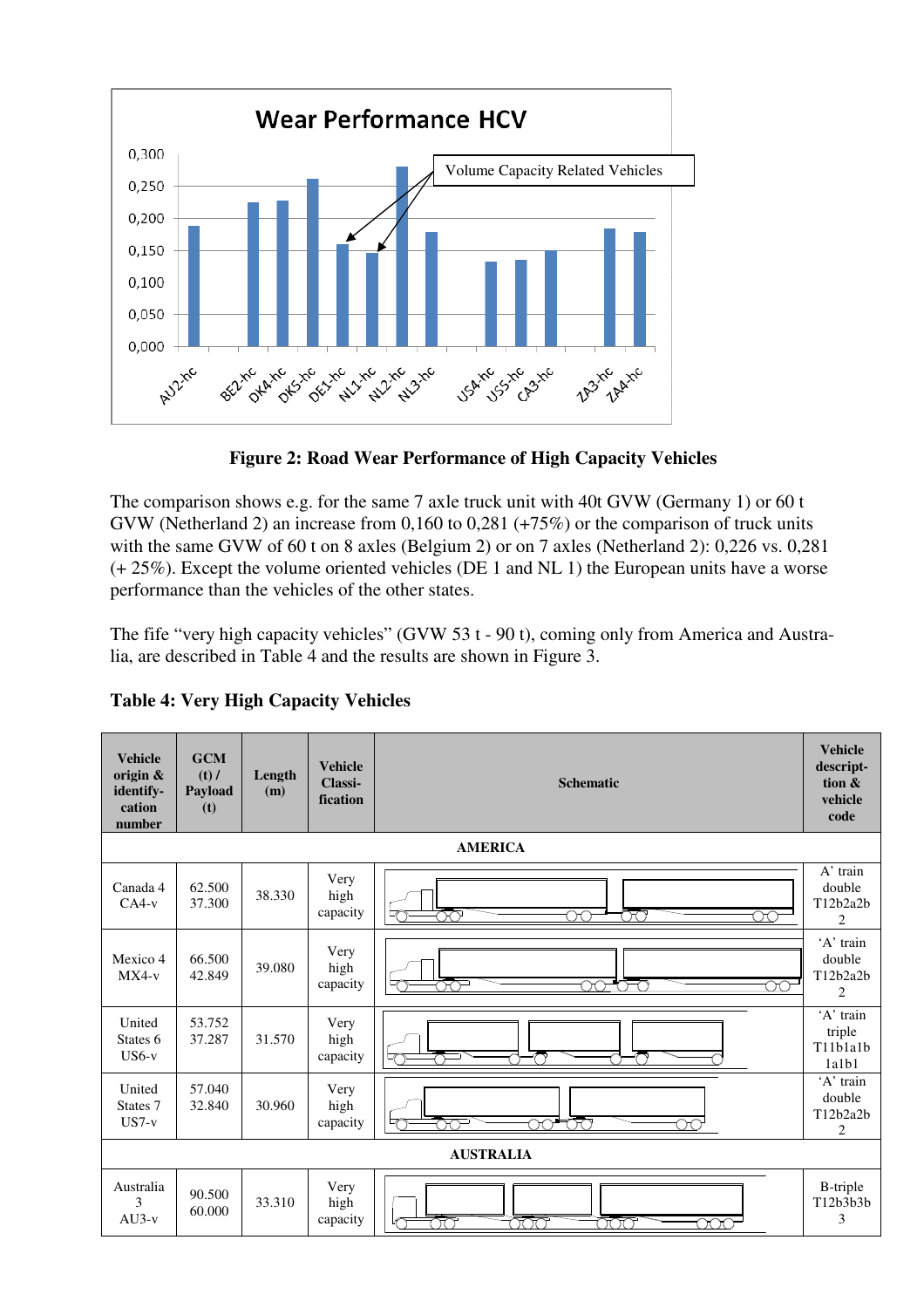Figure 2: Road Wear Performance of High Capacity Vehicles

The comparison shows e.g. for the same 7 axle truck unit with 40t GVW (Germany 1) or 60 t GVW (Netherland 2) an increase from 0,160 to 0,281 (+75%) or the comparison of truck units with the same GVW of 60 t on 8 axles (Belgium 2) or on 7 axles (Netherland 2): 0,226 vs. 0,281 (+ 25%). Except the volume oriented vehicles (DE 1 and NL 1) the European units have a worse performance than the vehicles of the other states.

The fife "very high capacity vehicles" (GVW 53 t - 90 t), coming only from America and Australia, are described in Table 4 and the results are shown in Figure 3.

**Table 4: Very High Capacity Vehicles**

| Vehicle origin & identify-cation number | GCM (t) / Payload (t) | Length (m) | Vehicle Classi-fication | Schematic | Vehicle descript-tion & vehicle code |
|---|---|---|---|---|---|
| **AMERICA** | | | | | |
| Canada 4 CA4-v | 62.500 37.300 | 38.330 | Very high capacity | | A' train double T12b2a2b 2 |
| Mexico 4 MX4-v | 66.500 42.849 | 39.080 | Very high capacity | | 'A' train double T12b2a2b 2 |
| United States 6 US6-v | 53.752 37.287 | 31.570 | Very high capacity | | 'A' train triple T11b1a1b 1a1b1 |
| United States 7 US7-v | 57.040 32.840 | 30.960 | Very high capacity | | 'A' train double T12b2a2b 2 |
| **AUSTRALIA** | | | | | |
| Australia 3 AU3-v | 90.500 60.000 | 33.310 | Very high capacity | | B-triple T12b3b3b 3 |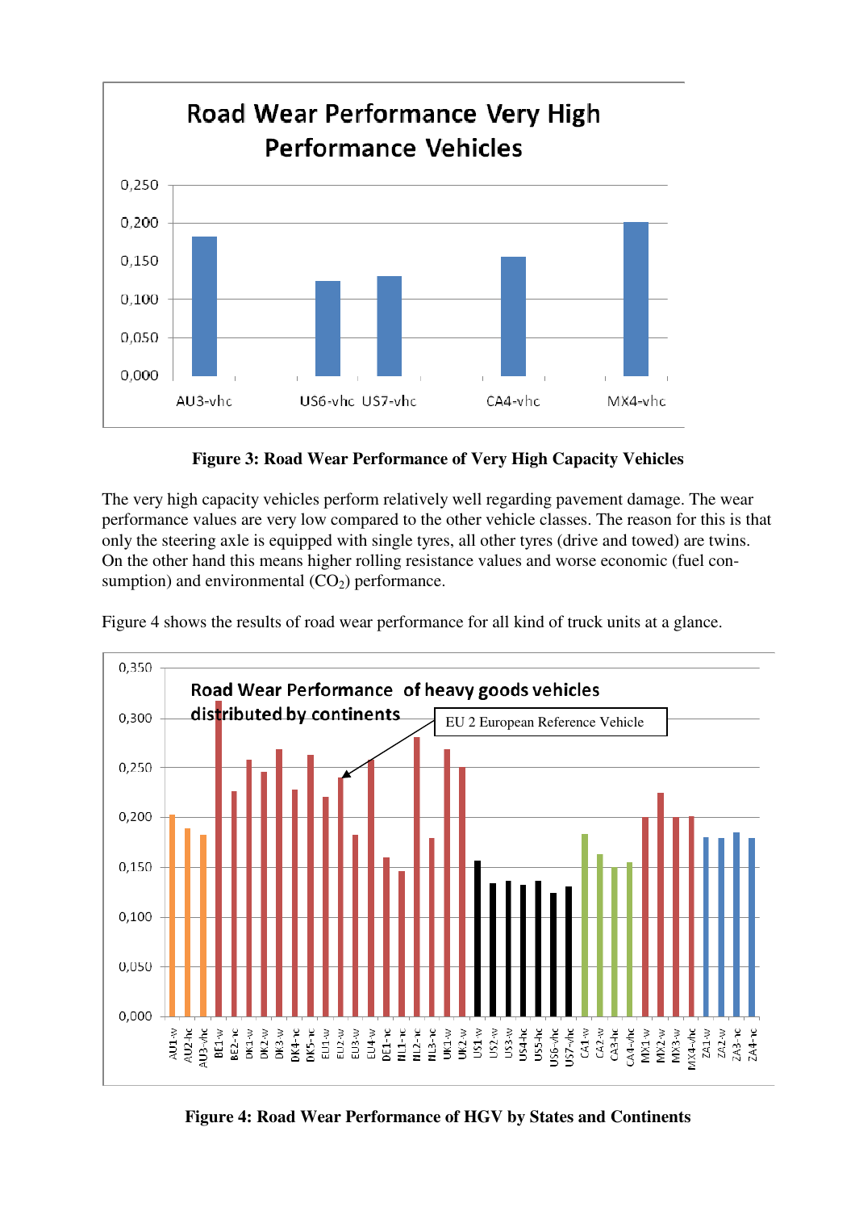**Figure 3: Road Wear Performance of Very High Capacity Vehicles**

The very high capacity vehicles perform relatively well regarding pavement damage. The wear performance values are very low compared to the other vehicle classes. The reason for this is that only the steering axle is equipped with single tyres, all other tyres (drive and towed) are twins. On the other hand this means higher rolling resistance values and worse economic (fuel consumption) and environmental ($CO_2$) performance.

Figure 4 shows the results of road wear performance for all kind of truck units at a glance.

**Figure 4: Road Wear Performance of HGV by States and Continents**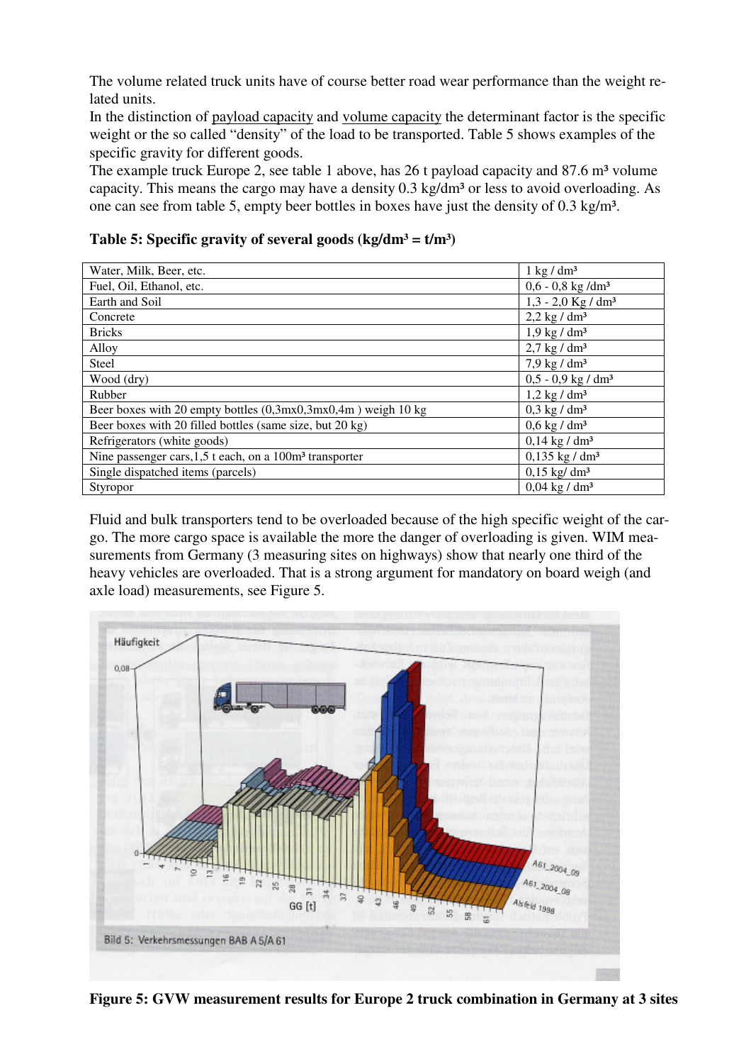The volume related truck units have of course better road wear performance than the weight related units.

In the distinction of payload capacity and volume capacity the determinant factor is the specific weight or the so called "density" of the load to be transported. Table 5 shows examples of the specific gravity for different goods.

The example truck Europe 2, see table 1 above, has 26 t payload capacity and 87.6 m³ volume capacity. This means the cargo may have a density 0.3 kg/dm³ or less to avoid overloading. As one can see from table 5, empty beer bottles in boxes have just the density of 0.3 kg/m³.

**Table 5: Specific gravity of several goods (kg/dm³ = t/m³)**

| | |
|---|---|
| Water, Milk, Beer, etc. | 1 kg / dm³ |
| Fuel, Oil, Ethanol, etc. | 0,6 - 0,8 kg /dm³ |
| Earth and Soil | 1,3 - 2,0 Kg / dm³ |
| Concrete | 2,2 kg / dm³ |
| Bricks | 1,9 kg / dm³ |
| Alloy | 2,7 kg / dm³ |
| Steel | 7,9 kg / dm³ |
| Wood (dry) | 0,5 - 0,9 kg / dm³ |
| Rubber | 1,2 kg / dm³ |
| Beer boxes with 20 empty bottles (0,3mx0,3mx0,4m ) weigh 10 kg | 0,3 kg / dm³ |
| Beer boxes with 20 filled bottles (same size, but 20 kg) | 0,6 kg / dm³ |
| Refrigerators (white goods) | 0,14 kg / dm³ |
| Nine passenger cars,1,5 t each, on a 100m³ transporter | 0,135 kg / dm³ |
| Single dispatched items (parcels) | 0,15 kg/ dm³ |
| Styropor | 0,04 kg / dm³ |

Fluid and bulk transporters tend to be overloaded because of the high specific weight of the cargo. The more cargo space is available the more the danger of overloading is given. WIM measurements from Germany (3 measuring sites on highways) show that nearly one third of the heavy vehicles are overloaded. That is a strong argument for mandatory on board weigh (and axle load) measurements, see Figure 5.

**Figure 5: GVW measurement results for Europe 2 truck combination in Germany at 3 sites**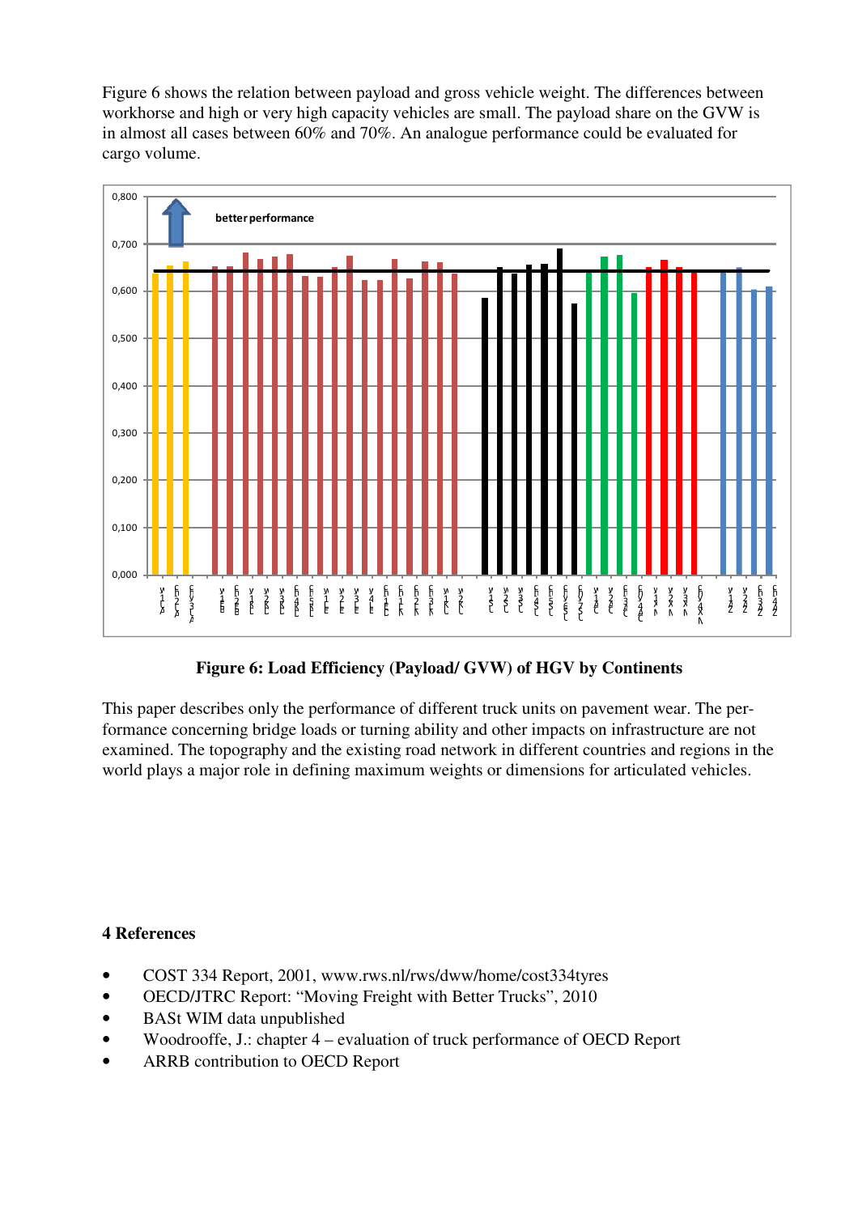Figure 6 shows the relation between payload and gross vehicle weight. The differences between workhorse and high or very high capacity vehicles are small. The payload share on the GVW is in almost all cases between 60% and 70%. An analogue performance could be evaluated for cargo volume.

**Figure 6: Load Efficiency (Payload/ GVW) of HGV by Continents**

This paper describes only the performance of different truck units on pavement wear. The performance concerning bridge loads or turning ability and other impacts on infrastructure are not examined. The topography and the existing road network in different countries and regions in the world plays a major role in defining maximum weights or dimensions for articulated vehicles.

## 4 References

- COST 334 Report, 2001, www.rws.nl/rws/dww/home/cost334tyres
- OECD/JTRC Report: "Moving Freight with Better Trucks", 2010
- BASt WIM data unpublished
- Woodrooffe, J.: chapter 4 – evaluation of truck performance of OECD Report
- ARRB contribution to OECD Report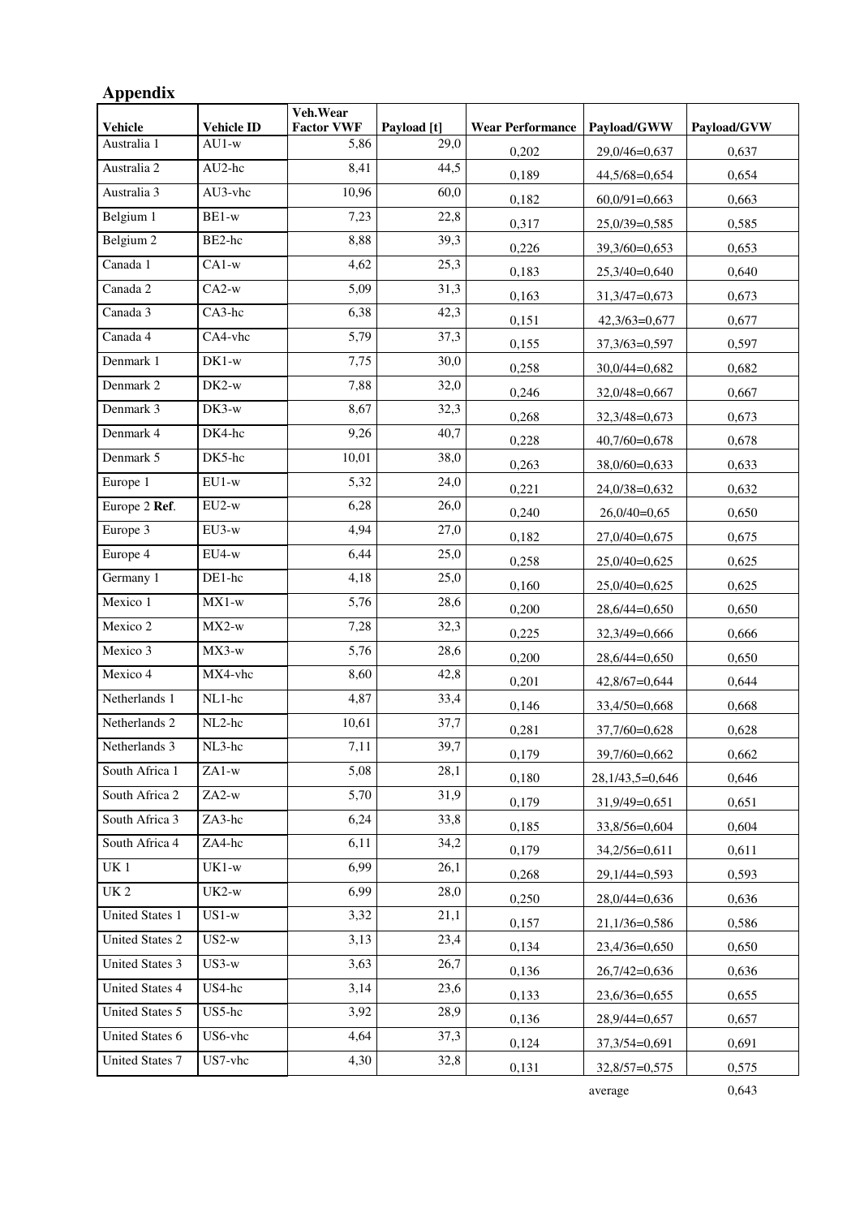## Appendix

| Vehicle | Vehicle ID | Veh.Wear Factor VWF | Payload [t] | Wear Performance | Payload/GWW | Payload/GVW |
|---|---|---|---|---|---|---|
| Australia 1 | AU1-w | 5,86 | 29,0 | 0,202 | 29,0/46=0,637 | 0,637 |
| Australia 2 | AU2-hc | 8,41 | 44,5 | 0,189 | 44,5/68=0,654 | 0,654 |
| Australia 3 | AU3-vhc | 10,96 | 60,0 | 0,182 | 60,0/91=0,663 | 0,663 |
| Belgium 1 | BE1-w | 7,23 | 22,8 | 0,317 | 25,0/39=0,585 | 0,585 |
| Belgium 2 | BE2-hc | 8,88 | 39,3 | 0,226 | 39,3/60=0,653 | 0,653 |
| Canada 1 | CA1-w | 4,62 | 25,3 | 0,183 | 25,3/40=0,640 | 0,640 |
| Canada 2 | CA2-w | 5,09 | 31,3 | 0,163 | 31,3/47=0,673 | 0,673 |
| Canada 3 | CA3-hc | 6,38 | 42,3 | 0,151 | 42,3/63=0,677 | 0,677 |
| Canada 4 | CA4-vhc | 5,79 | 37,3 | 0,155 | 37,3/63=0,597 | 0,597 |
| Denmark 1 | DK1-w | 7,75 | 30,0 | 0,258 | 30,0/44=0,682 | 0,682 |
| Denmark 2 | DK2-w | 7,88 | 32,0 | 0,246 | 32,0/48=0,667 | 0,667 |
| Denmark 3 | DK3-w | 8,67 | 32,3 | 0,268 | 32,3/48=0,673 | 0,673 |
| Denmark 4 | DK4-hc | 9,26 | 40,7 | 0,228 | 40,7/60=0,678 | 0,678 |
| Denmark 5 | DK5-hc | 10,01 | 38,0 | 0,263 | 38,0/60=0,633 | 0,633 |
| Europe 1 | EU1-w | 5,32 | 24,0 | 0,221 | 24,0/38=0,632 | 0,632 |
| Europe 2 **Ref**. | EU2-w | 6,28 | 26,0 | 0,240 | 26,0/40=0,65 | 0,650 |
| Europe 3 | EU3-w | 4,94 | 27,0 | 0,182 | 27,0/40=0,675 | 0,675 |
| Europe 4 | EU4-w | 6,44 | 25,0 | 0,258 | 25,0/40=0,625 | 0,625 |
| Germany 1 | DE1-hc | 4,18 | 25,0 | 0,160 | 25,0/40=0,625 | 0,625 |
| Mexico 1 | MX1-w | 5,76 | 28,6 | 0,200 | 28,6/44=0,650 | 0,650 |
| Mexico 2 | MX2-w | 7,28 | 32,3 | 0,225 | 32,3/49=0,666 | 0,666 |
| Mexico 3 | MX3-w | 5,76 | 28,6 | 0,200 | 28,6/44=0,650 | 0,650 |
| Mexico 4 | MX4-vhc | 8,60 | 42,8 | 0,201 | 42,8/67=0,644 | 0,644 |
| Netherlands 1 | NL1-hc | 4,87 | 33,4 | 0,146 | 33,4/50=0,668 | 0,668 |
| Netherlands 2 | NL2-hc | 10,61 | 37,7 | 0,281 | 37,7/60=0,628 | 0,628 |
| Netherlands 3 | NL3-hc | 7,11 | 39,7 | 0,179 | 39,7/60=0,662 | 0,662 |
| South Africa 1 | ZA1-w | 5,08 | 28,1 | 0,180 | 28,1/43,5=0,646 | 0,646 |
| South Africa 2 | ZA2-w | 5,70 | 31,9 | 0,179 | 31,9/49=0,651 | 0,651 |
| South Africa 3 | ZA3-hc | 6,24 | 33,8 | 0,185 | 33,8/56=0,604 | 0,604 |
| South Africa 4 | ZA4-hc | 6,11 | 34,2 | 0,179 | 34,2/56=0,611 | 0,611 |
| UK 1 | UK1-w | 6,99 | 26,1 | 0,268 | 29,1/44=0,593 | 0,593 |
| UK 2 | UK2-w | 6,99 | 28,0 | 0,250 | 28,0/44=0,636 | 0,636 |
| United States 1 | US1-w | 3,32 | 21,1 | 0,157 | 21,1/36=0,586 | 0,586 |
| United States 2 | US2-w | 3,13 | 23,4 | 0,134 | 23,4/36=0,650 | 0,650 |
| United States 3 | US3-w | 3,63 | 26,7 | 0,136 | 26,7/42=0,636 | 0,636 |
| United States 4 | US4-hc | 3,14 | 23,6 | 0,133 | 23,6/36=0,655 | 0,655 |
| United States 5 | US5-hc | 3,92 | 28,9 | 0,136 | 28,9/44=0,657 | 0,657 |
| United States 6 | US6-vhc | 4,64 | 37,3 | 0,124 | 37,3/54=0,691 | 0,691 |
| United States 7 | US7-vhc | 4,30 | 32,8 | 0,131 | 32,8/57=0,575 | 0,575 |
| | | | | | average | 0,643 |